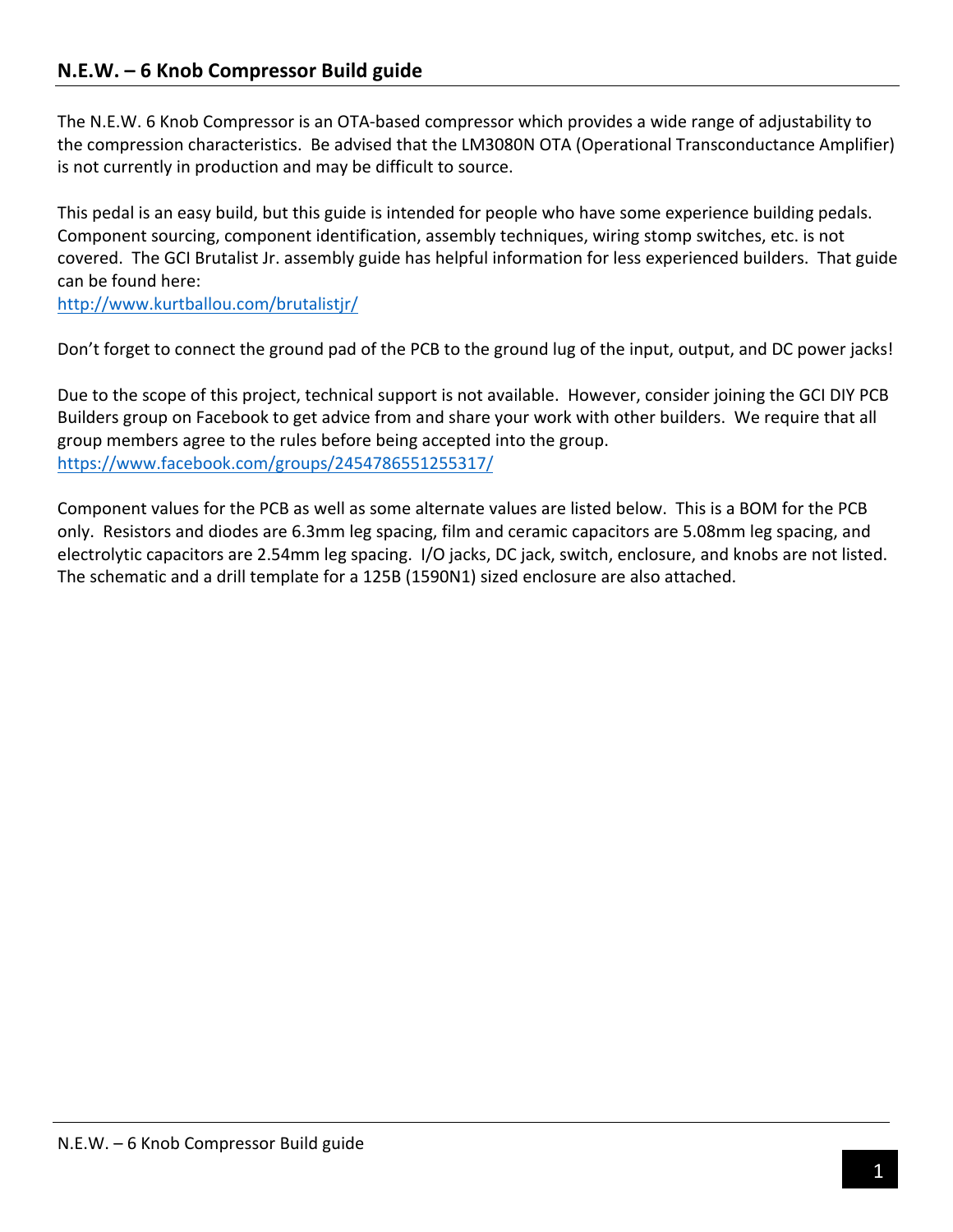## N.E.W. – 6 Knob Compressor Build guide

The N.E.W. 6 Knob Compressor is an OTA-based compressor which provides a wide range of adjustability to the compression characteristics. Be advised that the LM3080N OTA (Operational Transconductance Amplifier) is not currently in production and may be difficult to source.

This pedal is an easy build, but this guide is intended for people who have some experience building pedals. Component sourcing, component identification, assembly techniques, wiring stomp switches, etc. is not covered. The GCI Brutalist Jr. assembly guide has helpful information for less experienced builders. That guide can be found here:
[http://www.kurtballou.com/brutalistjr/](http://www.kurtballou.com/brutalistjr/)

Don't forget to connect the ground pad of the PCB to the ground lug of the input, output, and DC power jacks!

Due to the scope of this project, technical support is not available. However, consider joining the GCI DIY PCB Builders group on Facebook to get advice from and share your work with other builders. We require that all group members agree to the rules before being accepted into the group.
[https://www.facebook.com/groups/2454786551255317/](https://www.facebook.com/groups/2454786551255317/)

Component values for the PCB as well as some alternate values are listed below. This is a BOM for the PCB only. Resistors and diodes are 6.3mm leg spacing, film and ceramic capacitors are 5.08mm leg spacing, and electrolytic capacitors are 2.54mm leg spacing. I/O jacks, DC jack, switch, enclosure, and knobs are not listed. The schematic and a drill template for a 125B (1590N1) sized enclosure are also attached.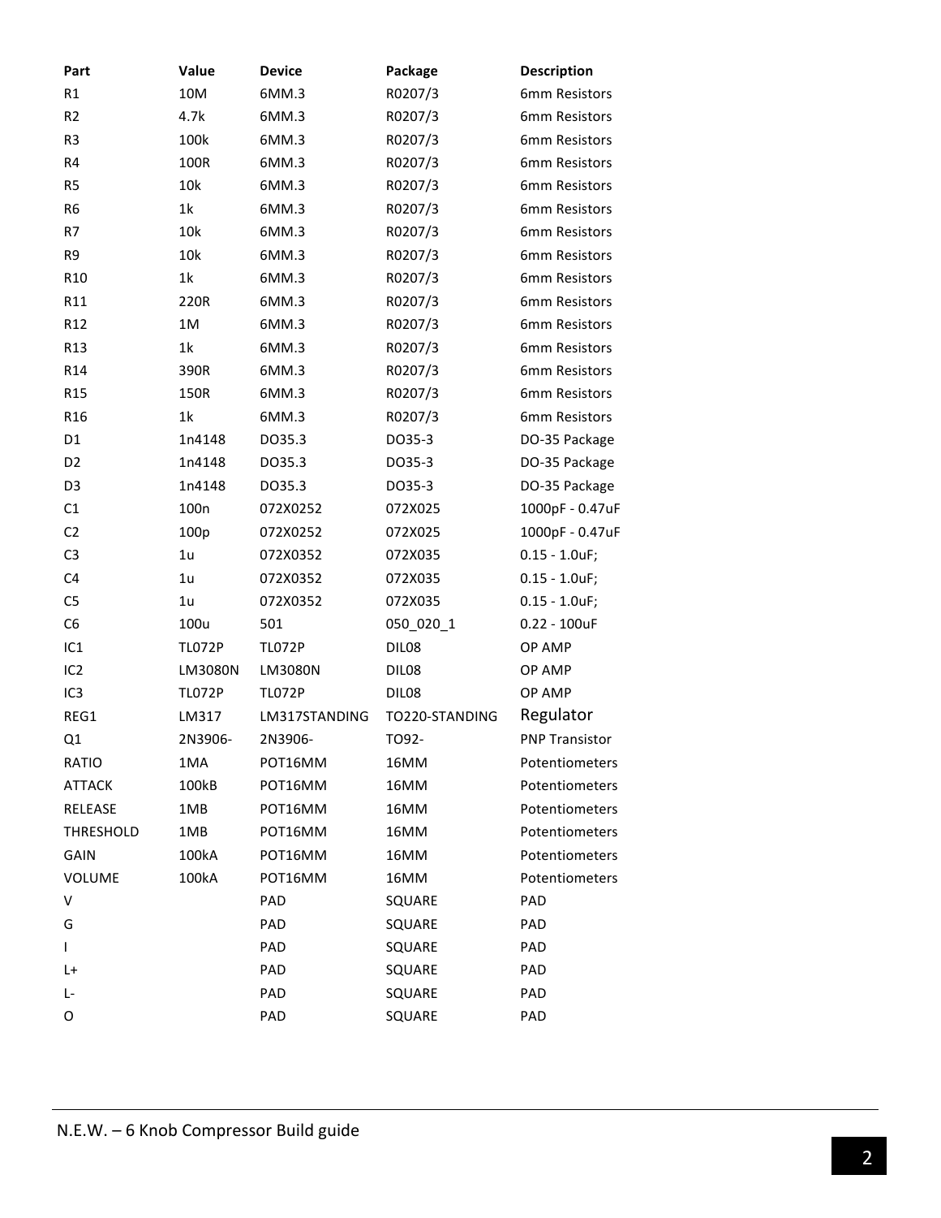| Part | Value | Device | Package | Description |
| --- | --- | --- | --- | --- |
| R1 | 10M | 6MM.3 | R0207/3 | 6mm Resistors |
| R2 | 4.7k | 6MM.3 | R0207/3 | 6mm Resistors |
| R3 | 100k | 6MM.3 | R0207/3 | 6mm Resistors |
| R4 | 100R | 6MM.3 | R0207/3 | 6mm Resistors |
| R5 | 10k | 6MM.3 | R0207/3 | 6mm Resistors |
| R6 | 1k | 6MM.3 | R0207/3 | 6mm Resistors |
| R7 | 10k | 6MM.3 | R0207/3 | 6mm Resistors |
| R9 | 10k | 6MM.3 | R0207/3 | 6mm Resistors |
| R10 | 1k | 6MM.3 | R0207/3 | 6mm Resistors |
| R11 | 220R | 6MM.3 | R0207/3 | 6mm Resistors |
| R12 | 1M | 6MM.3 | R0207/3 | 6mm Resistors |
| R13 | 1k | 6MM.3 | R0207/3 | 6mm Resistors |
| R14 | 390R | 6MM.3 | R0207/3 | 6mm Resistors |
| R15 | 150R | 6MM.3 | R0207/3 | 6mm Resistors |
| R16 | 1k | 6MM.3 | R0207/3 | 6mm Resistors |
| D1 | 1n4148 | DO35.3 | DO35-3 | DO-35 Package |
| D2 | 1n4148 | DO35.3 | DO35-3 | DO-35 Package |
| D3 | 1n4148 | DO35.3 | DO35-3 | DO-35 Package |
| C1 | 100n | 072X0252 | 072X025 | 1000pF - 0.47uF |
| C2 | 100p | 072X0252 | 072X025 | 1000pF - 0.47uF |
| C3 | 1u | 072X0352 | 072X035 | 0.15 - 1.0uF; |
| C4 | 1u | 072X0352 | 072X035 | 0.15 - 1.0uF; |
| C5 | 1u | 072X0352 | 072X035 | 0.15 - 1.0uF; |
| C6 | 100u | 501 | 050_020_1 | 0.22 - 100uF |
| IC1 | TL072P | TL072P | DIL08 | OP AMP |
| IC2 | LM3080N | LM3080N | DIL08 | OP AMP |
| IC3 | TL072P | TL072P | DIL08 | OP AMP |
| REG1 | LM317 | LM317STANDING | TO220-STANDING | Regulator |
| Q1 | 2N3906- | 2N3906- | TO92- | PNP Transistor |
| RATIO | 1MA | POT16MM | 16MM | Potentiometers |
| ATTACK | 100kB | POT16MM | 16MM | Potentiometers |
| RELEASE | 1MB | POT16MM | 16MM | Potentiometers |
| THRESHOLD | 1MB | POT16MM | 16MM | Potentiometers |
| GAIN | 100kA | POT16MM | 16MM | Potentiometers |
| VOLUME | 100kA | POT16MM | 16MM | Potentiometers |
| V | | PAD | SQUARE | PAD |
| G | | PAD | SQUARE | PAD |
| I | | PAD | SQUARE | PAD |
| L+ | | PAD | SQUARE | PAD |
| L- | | PAD | SQUARE | PAD |
| O | | PAD | SQUARE | PAD |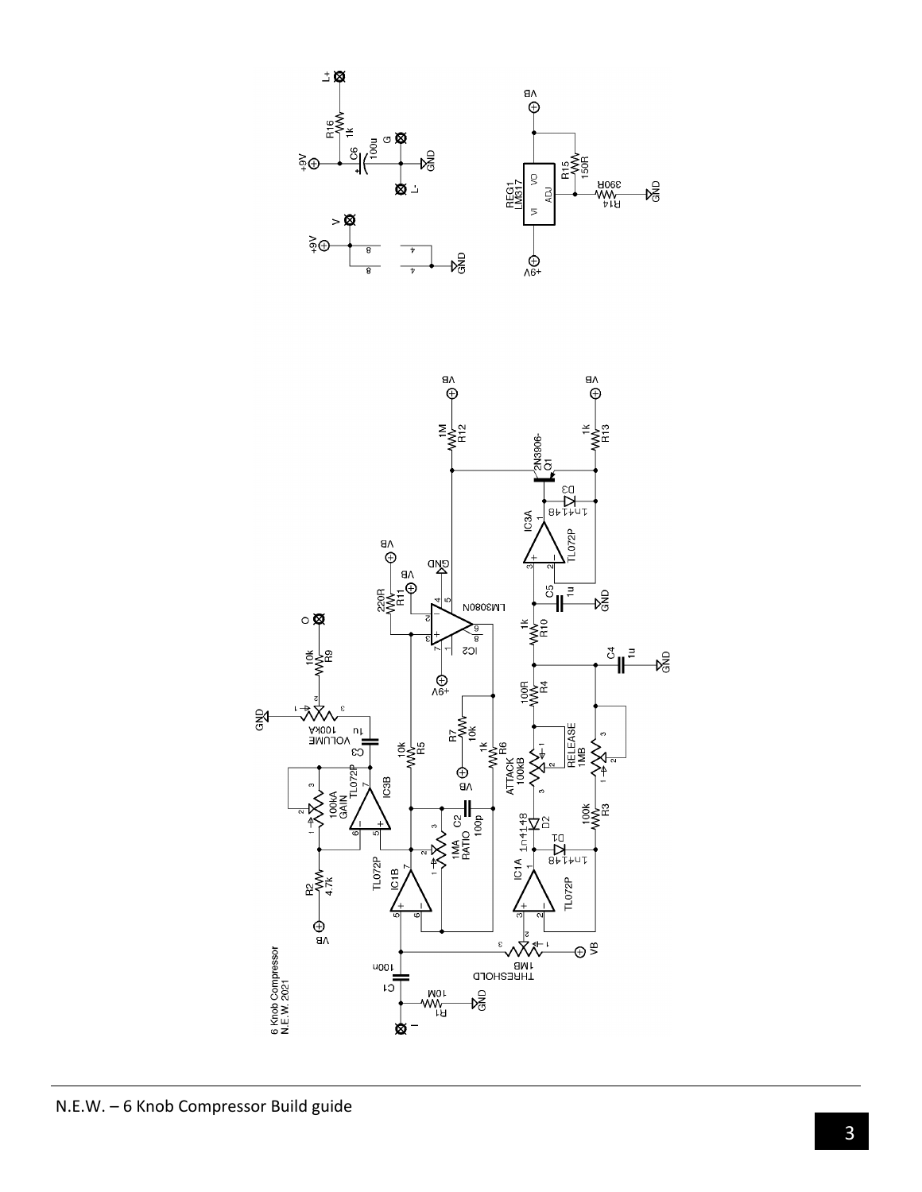6 Knob Compressor
N.E.W. 2021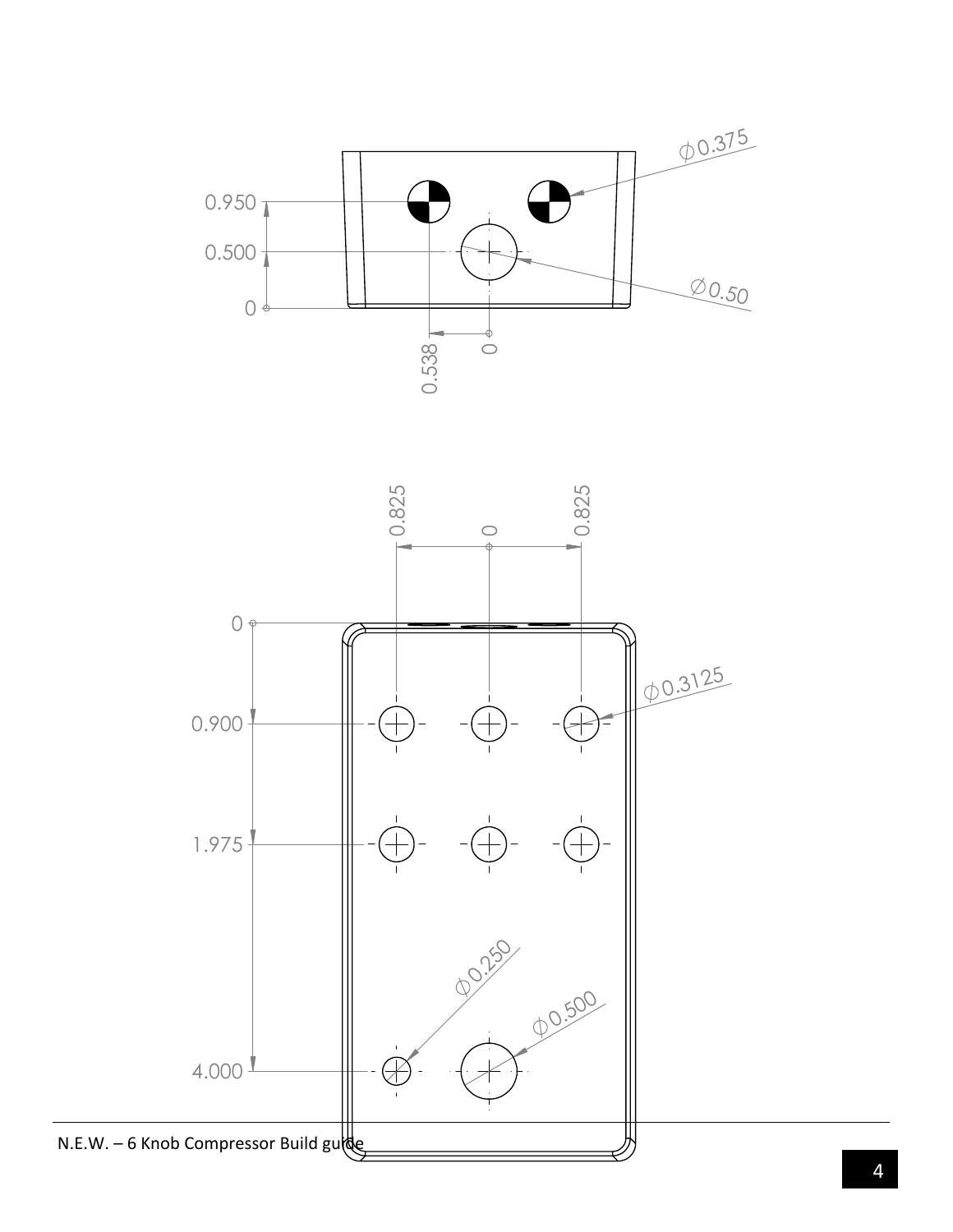0.950

0.500

0

0.538

0

⌀0.375

⌀0.50

0.825

0

0.825

0

0.900

1.975

4.000

⌀0.3125

⌀0.250

⌀0.500